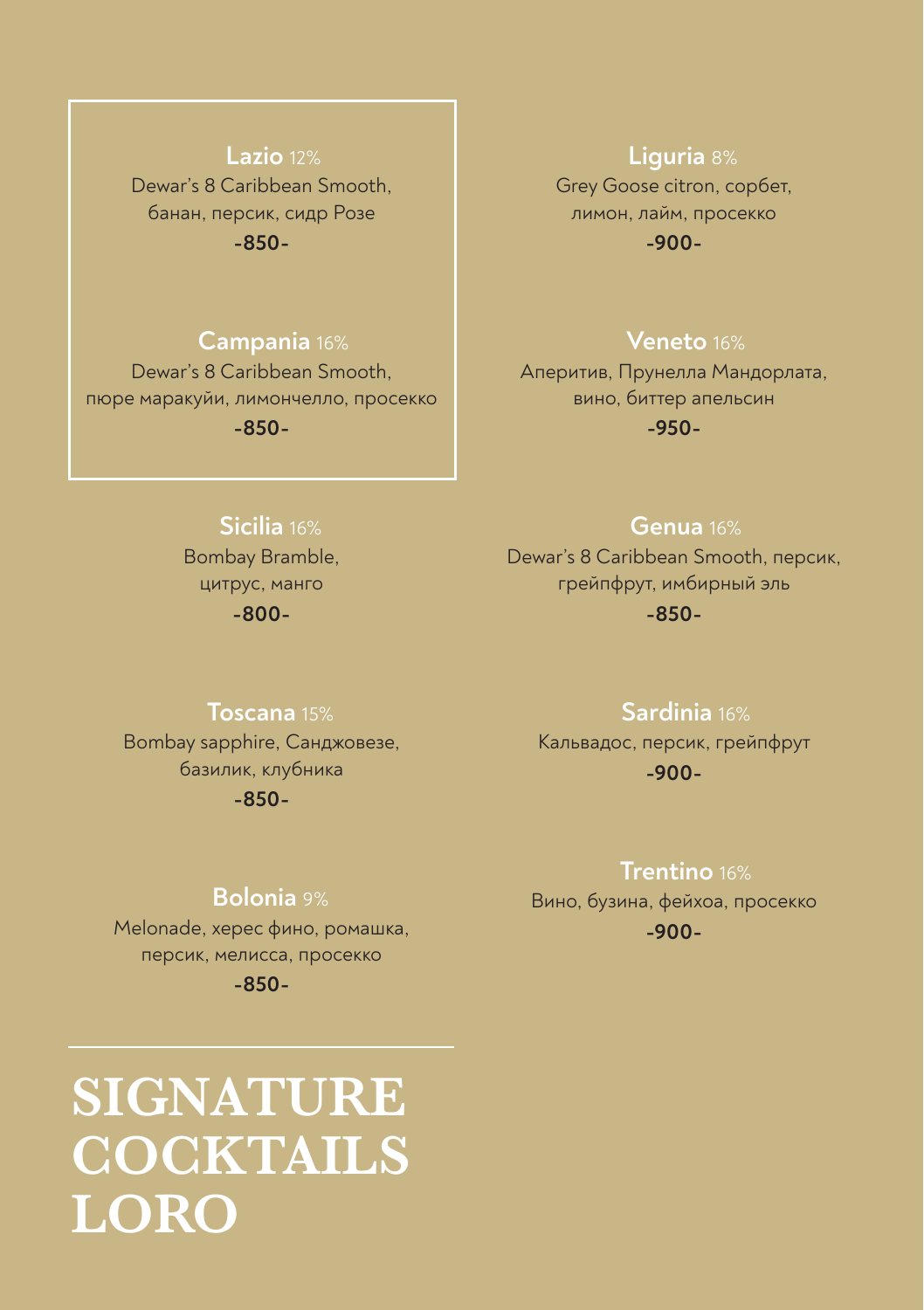# SIGNATURE COCKTAILS LORO

**Lazio** 12%
Dewar's 8 Caribbean Smooth, банан, персик, сидр Розе
**-850-**

**Campania** 16%
Dewar's 8 Caribbean Smooth, пюре маракуйи, лимончелло, просекко
**-850-**

**Sicilia** 16%
Bombay Bramble, цитрус, манго
**-800-**

**Toscana** 15%
Bombay sapphire, Санджовезе, базилик, клубника
**-850-**

**Bolonia** 9%
Melonade, херес фино, ромашка, персик, мелисса, просекко
**-850-**

**Liguria** 8%
Grey Goose citron, сорбет, лимон, лайм, просекко
**-900-**

**Veneto** 16%
Аперитив, Прунелла Мандорлата, вино, биттер апельсин
**-950-**

**Genua** 16%
Dewar's 8 Caribbean Smooth, персик, грейпфрут, имбирный эль
**-850-**

**Sardinia** 16%
Кальвадос, персик, грейпфрут
**-900-**

**Trentino** 16%
Вино, бузина, фейхоа, просекко
**-900-**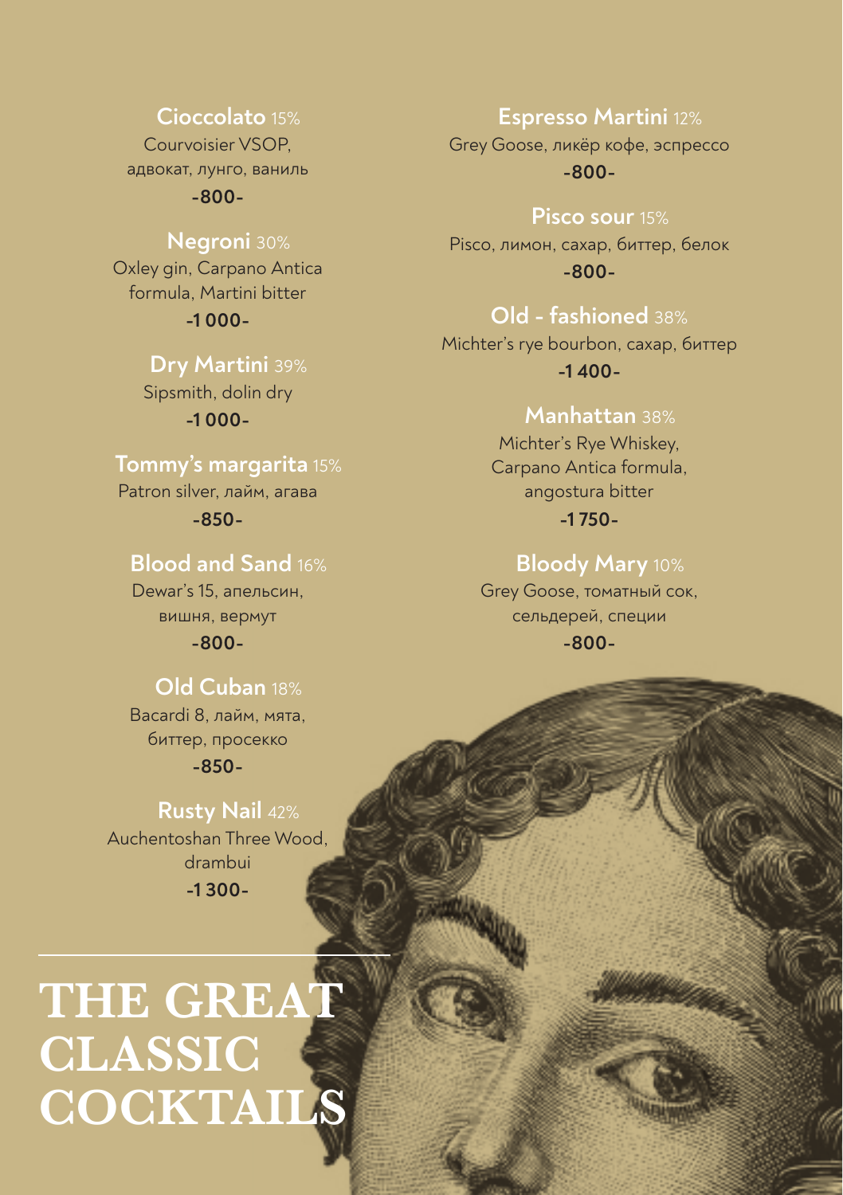# THE GREAT CLASSIC COCKTAILS

**Cioccolato** 15%
Courvoisier VSOP, адвокат, лунго, ваниль
-800-

**Negroni** 30%
Oxley gin, Carpano Antica formula, Martini bitter
-1 000-

**Dry Martini** 39%
Sipsmith, dolin dry
-1 000-

**Tommy's margarita** 15%
Patron silver, лайм, агава
-850-

**Blood and Sand** 16%
Dewar's 15, апельсин, вишня, вермут
-800-

**Old Cuban** 18%
Bacardi 8, лайм, мята, биттер, просекко
-850-

**Rusty Nail** 42%
Auchentoshan Three Wood, drambui
-1 300-

**Espresso Martini** 12%
Grey Goose, ликёр кофе, эспрессо
-800-

**Pisco sour** 15%
Pisco, лимон, сахар, биттер, белок
-800-

**Old - fashioned** 38%
Michter's rye bourbon, сахар, биттер
-1 400-

**Manhattan** 38%
Michter's Rye Whiskey, Carpano Antica formula, angostura bitter
-1 750-

**Bloody Mary** 10%
Grey Goose, томатный сок, сельдерей, специи
-800-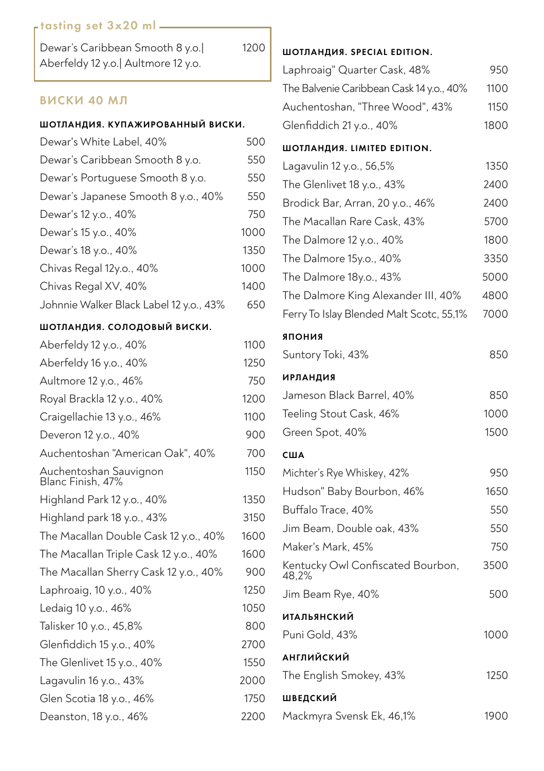## tasting set 3x20 ml

| | |
|---|---|
| Dewar's Caribbean Smooth 8 y.o.\| Aberfeldy 12 y.o.\| Aultmore 12 y.o. | 1200 |

## ВИСКИ 40 МЛ

### ШОТЛАНДИЯ. КУПАЖИРОВАННЫЙ ВИСКИ.

| | |
|---|---|
| Dewar's White Label, 40% | 500 |
| Dewar's Caribbean Smooth 8 y.o. | 550 |
| Dewar's Portuguese Smooth 8 y.o. | 550 |
| Dewar's Japanese Smooth 8 y.o., 40% | 550 |
| Dewar's 12 y.o., 40% | 750 |
| Dewar's 15 y.o., 40% | 1000 |
| Dewar's 18 y.o., 40% | 1350 |
| Chivas Regal 12y.o., 40% | 1000 |
| Chivas Regal XV, 40% | 1400 |
| Johnnie Walker Black Label 12 y.o., 43% | 650 |

### ШОТЛАНДИЯ. СОЛОДОВЫЙ ВИСКИ.

| | |
|---|---|
| Aberfeldy 12 y.o., 40% | 1100 |
| Aberfeldy 16 y.o., 40% | 1250 |
| Aultmore 12 y.o., 46% | 750 |
| Royal Brackla 12 y.o., 40% | 1200 |
| Craigellachie 13 y.o., 46% | 1100 |
| Deveron 12 y.o., 40% | 900 |
| Auchentoshan "American Oak", 40% | 700 |
| Auchentoshan Sauvignon Blanc Finish, 47% | 1150 |
| Highland Park 12 y.o., 40% | 1350 |
| Highland park 18 y.o., 43% | 3150 |
| The Macallan Double Cask 12 y.o., 40% | 1600 |
| The Macallan Triple Cask 12 y.o., 40% | 1600 |
| The Macallan Sherry Cask 12 y.o., 40% | 900 |
| Laphroaig, 10 y.o., 40% | 1250 |
| Ledaig 10 y.o., 46% | 1050 |
| Talisker 10 y.o., 45,8% | 800 |
| Glenfiddich 15 y.o., 40% | 2700 |
| The Glenlivet 15 y.o., 40% | 1550 |
| Lagavulin 16 y.o., 43% | 2000 |
| Glen Scotia 18 y.o., 46% | 1750 |
| Deanston, 18 y.o., 46% | 2200 |

### ШОТЛАНДИЯ. SPECIAL EDITION.

| | |
|---|---|
| Laphroaig" Quarter Cask, 48% | 950 |
| The Balvenie Caribbean Cask 14 y.o., 40% | 1100 |
| Auchentoshan, "Three Wood", 43% | 1150 |
| Glenfiddich 21 y.o., 40% | 1800 |

### ШОТЛАНДИЯ. LIMITED EDITION.

| | |
|---|---|
| Lagavulin 12 y.o., 56,5% | 1350 |
| The Glenlivet 18 y.o., 43% | 2400 |
| Brodick Bar, Arran, 20 y.o., 46% | 2400 |
| The Macallan Rare Cask, 43% | 5700 |
| The Dalmore 12 y.o., 40% | 1800 |
| The Dalmore 15y.o., 40% | 3350 |
| The Dalmore 18y.o., 43% | 5000 |
| The Dalmore King Alexander III, 40% | 4800 |
| Ferry To Islay Blended Malt Scotc, 55,1% | 7000 |

### ЯПОНИЯ

| | |
|---|---|
| Suntory Toki, 43% | 850 |

### ИРЛАНДИЯ

| | |
|---|---|
| Jameson Black Barrel, 40% | 850 |
| Teeling Stout Cask, 46% | 1000 |
| Green Spot, 40% | 1500 |

### США

| | |
|---|---|
| Michter's Rye Whiskey, 42% | 950 |
| Hudson" Baby Bourbon, 46% | 1650 |
| Buffalo Trace, 40% | 550 |
| Jim Beam, Double oak, 43% | 550 |
| Maker's Mark, 45% | 750 |
| Kentucky Owl Confiscated Bourbon, 48,2% | 3500 |
| Jim Beam Rye, 40% | 500 |

### ИТАЛЬЯНСКИЙ

| | |
|---|---|
| Puni Gold, 43% | 1000 |

### АНГЛИЙСКИЙ

| | |
|---|---|
| The English Smokey, 43% | 1250 |

### ШВЕДСКИЙ

| | |
|---|---|
| Mackmyra Svensk Ek, 46,1% | 1900 |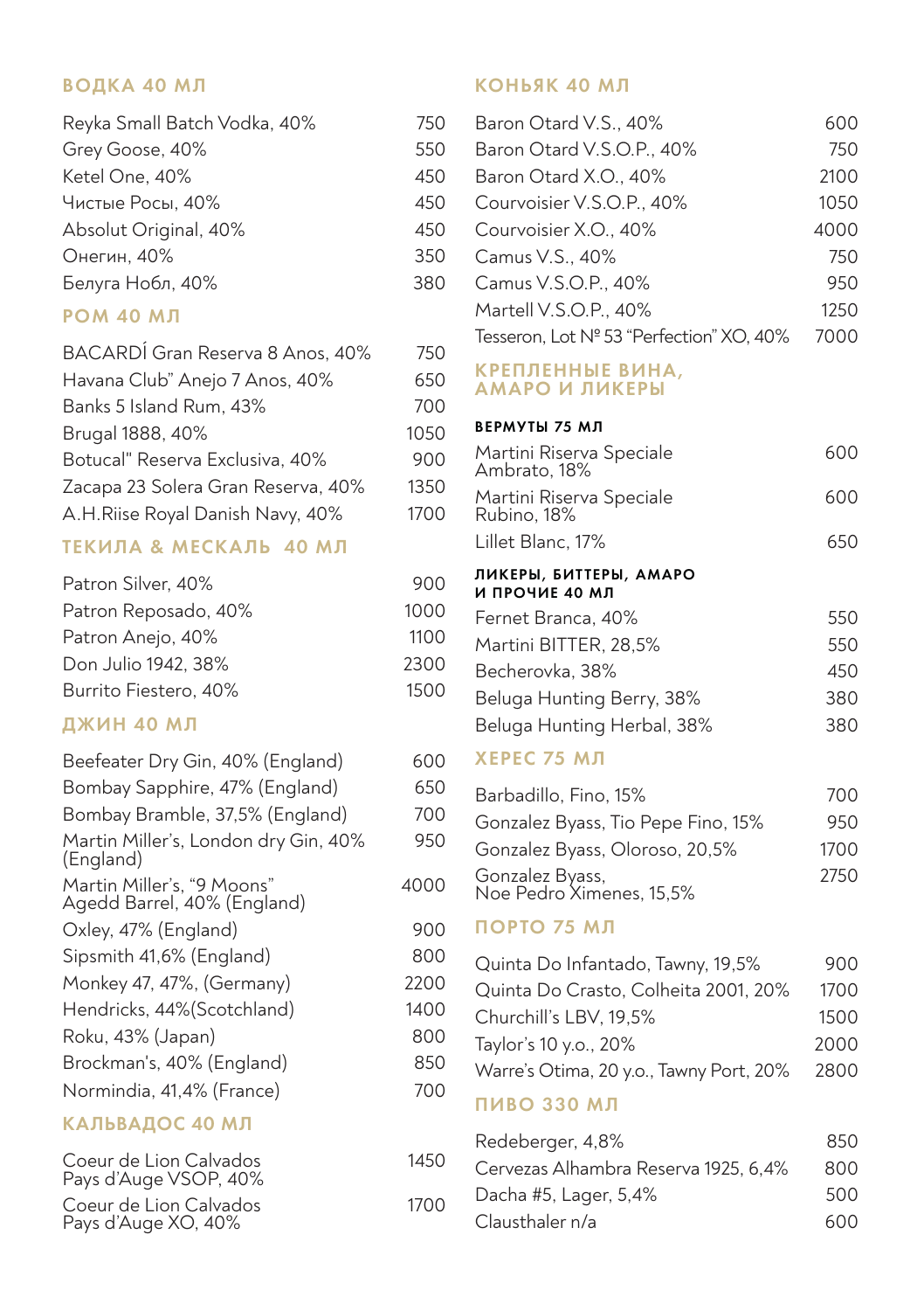## ВОДКА 40 МЛ

| | |
|---|---|
| Reyka Small Batch Vodka, 40% | 750 |
| Grey Goose, 40% | 550 |
| Ketel One, 40% | 450 |
| Чистые Росы, 40% | 450 |
| Absolut Original, 40% | 450 |
| Онегин, 40% | 350 |
| Белуга Нобл, 40% | 380 |

## РОМ 40 МЛ

| | |
|---|---|
| BACARDÍ Gran Reserva 8 Anos, 40% | 750 |
| Havana Club" Anejo 7 Anos, 40% | 650 |
| Banks 5 Island Rum, 43% | 700 |
| Brugal 1888, 40% | 1050 |
| Botucal" Reserva Exclusiva, 40% | 900 |
| Zacapa 23 Solera Gran Reserva, 40% | 1350 |
| A.H.Riise Royal Danish Navy, 40% | 1700 |

## ТЕКИЛА & МЕСКАЛЬ 40 МЛ

| | |
|---|---|
| Patron Silver, 40% | 900 |
| Patron Reposado, 40% | 1000 |
| Patron Anejo, 40% | 1100 |
| Don Julio 1942, 38% | 2300 |
| Burrito Fiestero, 40% | 1500 |

## ДЖИН 40 МЛ

| | |
|---|---|
| Beefeater Dry Gin, 40% (England) | 600 |
| Bombay Sapphire, 47% (England) | 650 |
| Bombay Bramble, 37,5% (England) | 700 |
| Martin Miller's, London dry Gin, 40% (England) | 950 |
| Martin Miller's, "9 Moons" Agedd Barrel, 40% (England) | 4000 |
| Oxley, 47% (England) | 900 |
| Sipsmith 41,6% (England) | 800 |
| Monkey 47, 47%, (Germany) | 2200 |
| Hendricks, 44%(Scotchland) | 1400 |
| Roku, 43% (Japan) | 800 |
| Brockman's, 40% (England) | 850 |
| Normindia, 41,4% (France) | 700 |

## КАЛЬВАДОС 40 МЛ

| | |
|---|---|
| Coeur de Lion Calvados Pays d'Auge VSOP, 40% | 1450 |
| Coeur de Lion Calvados Pays d'Auge XO, 40% | 1700 |

## КОНЬЯК 40 МЛ

| | |
|---|---|
| Baron Otard V.S., 40% | 600 |
| Baron Otard V.S.O.P., 40% | 750 |
| Baron Otard X.O., 40% | 2100 |
| Courvoisier V.S.O.P., 40% | 1050 |
| Courvoisier X.O., 40% | 4000 |
| Camus V.S., 40% | 750 |
| Camus V.S.O.P., 40% | 950 |
| Martell V.S.O.P., 40% | 1250 |
| Tesseron, Lot № 53 "Perfection" XO, 40% | 7000 |

## КРЕПЛЕННЫЕ ВИНА, АМАРО И ЛИКЕРЫ

### ВЕРМУТЫ 75 МЛ

| | |
|---|---|
| Martini Riserva Speciale Ambrato, 18% | 600 |
| Martini Riserva Speciale Rubino, 18% | 600 |
| Lillet Blanc, 17% | 650 |

### ЛИКЕРЫ, БИТТЕРЫ, АМАРО И ПРОЧИЕ 40 МЛ

| | |
|---|---|
| Fernet Branca, 40% | 550 |
| Martini BITTER, 28,5% | 550 |
| Becherovka, 38% | 450 |
| Beluga Hunting Berry, 38% | 380 |
| Beluga Hunting Herbal, 38% | 380 |

## ХЕРЕС 75 МЛ

| | |
|---|---|
| Barbadillo, Fino, 15% | 700 |
| Gonzalez Byass, Tio Pepe Fino, 15% | 950 |
| Gonzalez Byass, Oloroso, 20,5% | 1700 |
| Gonzalez Byass, Noe Pedro Ximenes, 15,5% | 2750 |

## ПОРТО 75 МЛ

| | |
|---|---|
| Quinta Do Infantado, Tawny, 19,5% | 900 |
| Quinta Do Crasto, Colheita 2001, 20% | 1700 |
| Churchill's LBV, 19,5% | 1500 |
| Taylor's 10 y.o., 20% | 2000 |
| Warre's Otima, 20 y.o., Tawny Port, 20% | 2800 |

## ПИВО 330 МЛ

| | |
|---|---|
| Redeberger, 4,8% | 850 |
| Cervezas Alhambra Reserva 1925, 6,4% | 800 |
| Dacha #5, Lager, 5,4% | 500 |
| Clausthaler n/a | 600 |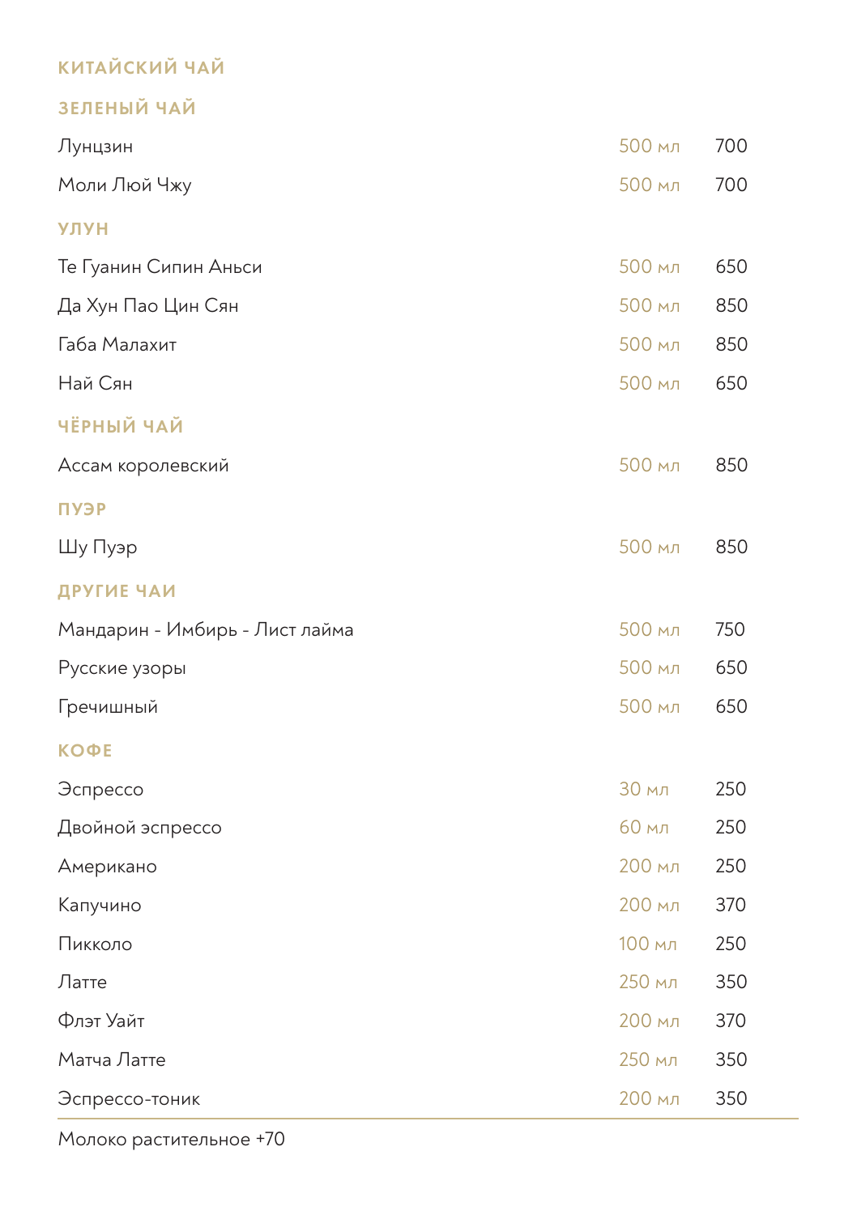## КИТАЙСКИЙ ЧАЙ

### ЗЕЛЕНЫЙ ЧАЙ

| | | |
|---|---|---|
| Лунцзин | 500 мл | 700 |
| Моли Люй Чжу | 500 мл | 700 |

### УЛУН

| | | |
|---|---|---|
| Те Гуанин Сипин Аньси | 500 мл | 650 |
| Да Хун Пао Цин Сян | 500 мл | 850 |
| Габа Малахит | 500 мл | 850 |
| Най Сян | 500 мл | 650 |

### ЧЁРНЫЙ ЧАЙ

| | | |
|---|---|---|
| Ассам королевский | 500 мл | 850 |

### ПУЭР

| | | |
|---|---|---|
| Шу Пуэр | 500 мл | 850 |

### ДРУГИЕ ЧАИ

| | | |
|---|---|---|
| Мандарин - Имбирь - Лист лайма | 500 мл | 750 |
| Русские узоры | 500 мл | 650 |
| Гречишный | 500 мл | 650 |

### КОФЕ

| | | |
|---|---|---|
| Эспрессо | 30 мл | 250 |
| Двойной эспрессо | 60 мл | 250 |
| Американо | 200 мл | 250 |
| Капучино | 200 мл | 370 |
| Пикколо | 100 мл | 250 |
| Латте | 250 мл | 350 |
| Флэт Уайт | 200 мл | 370 |
| Матча Латте | 250 мл | 350 |
| Эспрессо-тоник | 200 мл | 350 |

Молоко растительное +70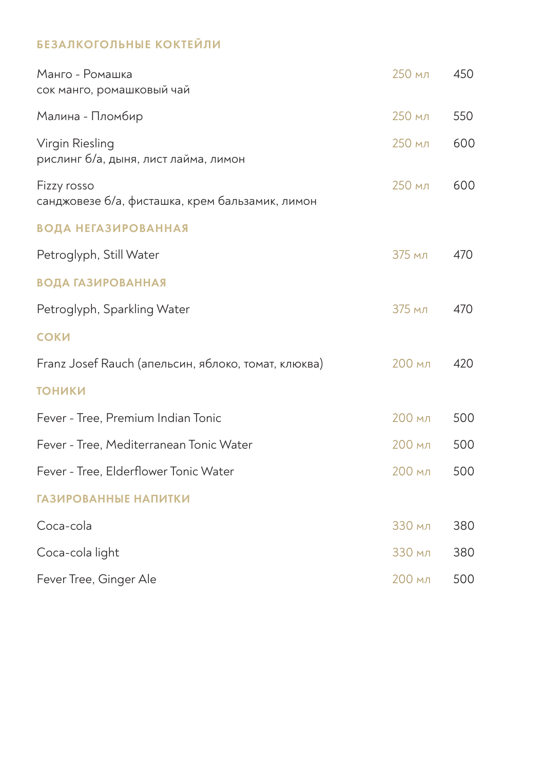## БЕЗАЛКОГОЛЬНЫЕ КОКТЕЙЛИ

| | | |
|---|---|---|
| Манго - Ромашка<br>сок манго, ромашковый чай | 250 мл | 450 |
| Малина - Пломбир | 250 мл | 550 |
| Virgin Riesling<br>рислинг б/а, дыня, лист лайма, лимон | 250 мл | 600 |
| Fizzy rosso<br>санджовезе б/а, фисташка, крем бальзамик, лимон | 250 мл | 600 |

## ВОДА НЕГАЗИРОВАННАЯ

| | | |
|---|---|---|
| Petroglyph, Still Water | 375 мл | 470 |

## ВОДА ГАЗИРОВАННАЯ

| | | |
|---|---|---|
| Petroglyph, Sparkling Water | 375 мл | 470 |

## СОКИ

| | | |
|---|---|---|
| Franz Josef Rauch (апельсин, яблоко, томат, клюква) | 200 мл | 420 |

## ТОНИКИ

| | | |
|---|---|---|
| Fever - Tree, Premium Indian Tonic | 200 мл | 500 |
| Fever - Tree, Mediterranean Tonic Water | 200 мл | 500 |
| Fever - Tree, Elderflower Tonic Water | 200 мл | 500 |

## ГАЗИРОВАННЫЕ НАПИТКИ

| | | |
|---|---|---|
| Coca-cola | 330 мл | 380 |
| Coca-cola light | 330 мл | 380 |
| Fever Tree, Ginger Ale | 200 мл | 500 |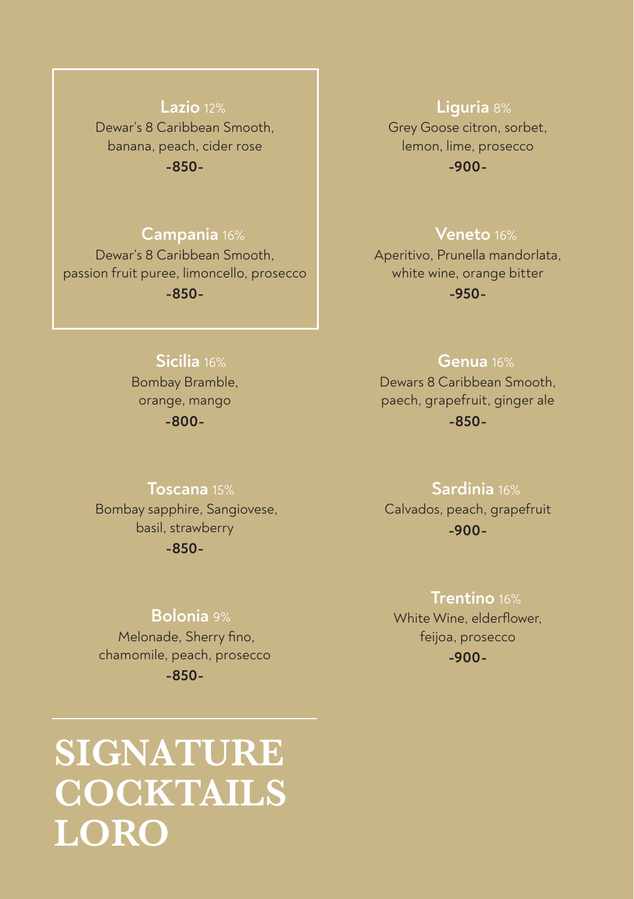# SIGNATURE COCKTAILS LORO

**Lazio** 12%
Dewar's 8 Caribbean Smooth, banana, peach, cider rose
**-850-**

**Campania** 16%
Dewar's 8 Caribbean Smooth, passion fruit puree, limoncello, prosecco
**-850-**

**Sicilia** 16%
Bombay Bramble, orange, mango
**-800-**

**Toscana** 15%
Bombay sapphire, Sangiovese, basil, strawberry
**-850-**

**Bolonia** 9%
Melonade, Sherry fino, chamomile, peach, prosecco
**-850-**

**Liguria** 8%
Grey Goose citron, sorbet, lemon, lime, prosecco
**-900-**

**Veneto** 16%
Aperitivo, Prunella mandorlata, white wine, orange bitter
**-950-**

**Genua** 16%
Dewars 8 Caribbean Smooth, paech, grapefruit, ginger ale
**-850-**

**Sardinia** 16%
Calvados, peach, grapefruit
**-900-**

**Trentino** 16%
White Wine, elderflower, feijoa, prosecco
**-900-**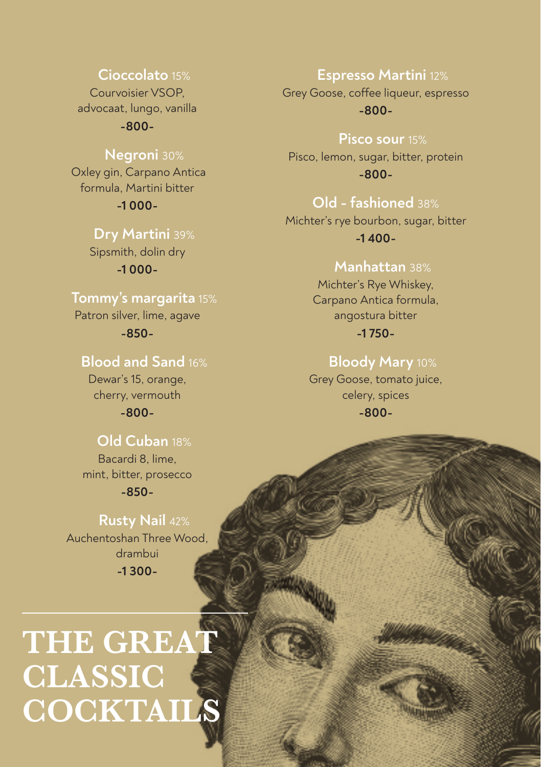# THE GREAT CLASSIC COCKTAILS

**Cioccolato** 15%
Courvoisier VSOP, advocaat, lungo, vanilla
**-800-**

**Negroni** 30%
Oxley gin, Carpano Antica formula, Martini bitter
**-1 000-**

**Dry Martini** 39%
Sipsmith, dolin dry
**-1 000-**

**Tommy's margarita** 15%
Patron silver, lime, agave
**-850-**

**Blood and Sand** 16%
Dewar's 15, orange, cherry, vermouth
**-800-**

**Old Cuban** 18%
Bacardi 8, lime, mint, bitter, prosecco
**-850-**

**Rusty Nail** 42%
Auchentoshan Three Wood, drambui
**-1 300-**

**Espresso Martini** 12%
Grey Goose, coffee liqueur, espresso
**-800-**

**Pisco sour** 15%
Pisco, lemon, sugar, bitter, protein
**-800-**

**Old - fashioned** 38%
Michter's rye bourbon, sugar, bitter
**-1 400-**

**Manhattan** 38%
Michter's Rye Whiskey, Carpano Antica formula, angostura bitter
**-1 750-**

**Bloody Mary** 10%
Grey Goose, tomato juice, celery, spices
**-800-**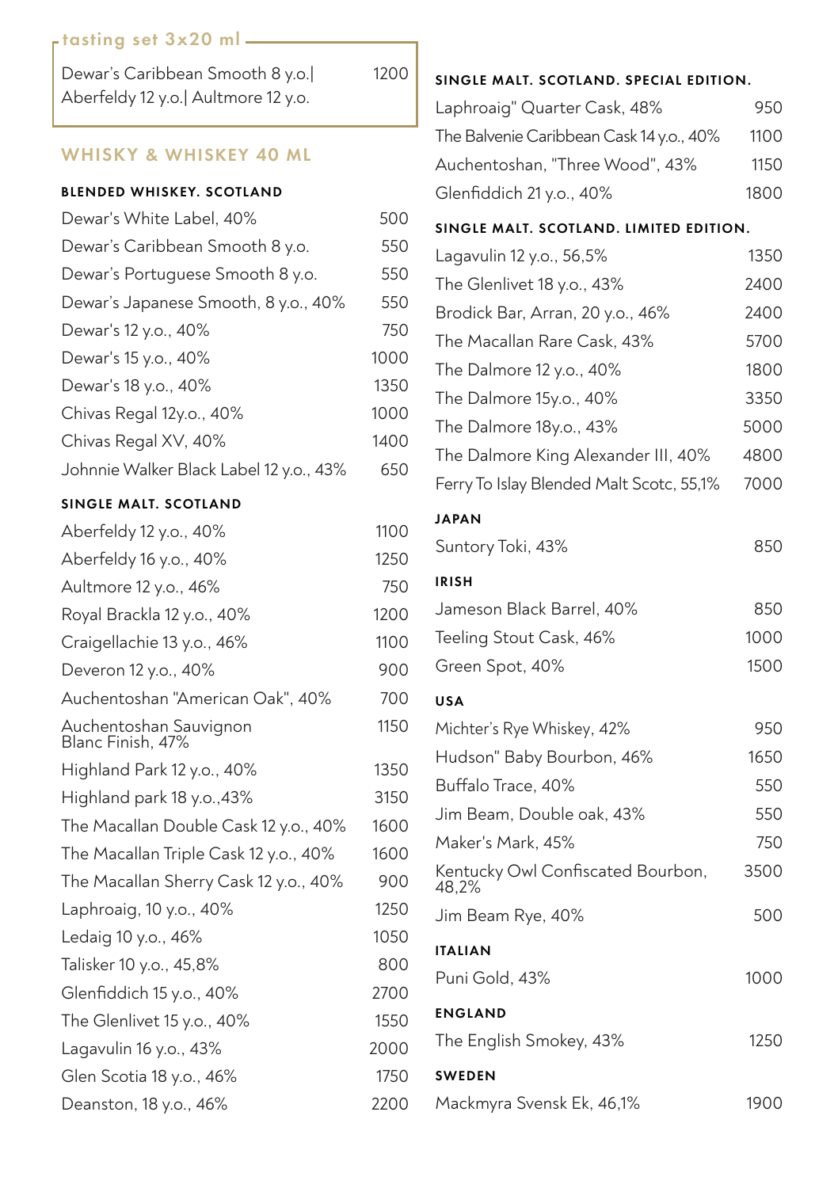## tasting set 3x20 ml

| | |
|---|---|
| Dewar's Caribbean Smooth 8 y.o.\| Aberfeldy 12 y.o.\| Aultmore 12 y.o. | 1200 |

## WHISKY & WHISKEY 40 ML

### BLENDED WHISKEY. SCOTLAND

| | |
|---|---|
| Dewar's White Label, 40% | 500 |
| Dewar's Caribbean Smooth 8 y.o. | 550 |
| Dewar's Portuguese Smooth 8 y.o. | 550 |
| Dewar's Japanese Smooth, 8 y.o., 40% | 550 |
| Dewar's 12 y.o., 40% | 750 |
| Dewar's 15 y.o., 40% | 1000 |
| Dewar's 18 y.o., 40% | 1350 |
| Chivas Regal 12y.o., 40% | 1000 |
| Chivas Regal XV, 40% | 1400 |
| Johnnie Walker Black Label 12 y.o., 43% | 650 |

### SINGLE MALT. SCOTLAND

| | |
|---|---|
| Aberfeldy 12 y.o., 40% | 1100 |
| Aberfeldy 16 y.o., 40% | 1250 |
| Aultmore 12 y.o., 46% | 750 |
| Royal Brackla 12 y.o., 40% | 1200 |
| Craigellachie 13 y.o., 46% | 1100 |
| Deveron 12 y.o., 40% | 900 |
| Auchentoshan "American Oak", 40% | 700 |
| Auchentoshan Sauvignon Blanc Finish, 47% | 1150 |
| Highland Park 12 y.o., 40% | 1350 |
| Highland park 18 y.o.,43% | 3150 |
| The Macallan Double Cask 12 y.o., 40% | 1600 |
| The Macallan Triple Cask 12 y.o., 40% | 1600 |
| The Macallan Sherry Cask 12 y.o., 40% | 900 |
| Laphroaig, 10 y.o., 40% | 1250 |
| Ledaig 10 y.o., 46% | 1050 |
| Talisker 10 y.o., 45,8% | 800 |
| Glenfiddich 15 y.o., 40% | 2700 |
| The Glenlivet 15 y.o., 40% | 1550 |
| Lagavulin 16 y.o., 43% | 2000 |
| Glen Scotia 18 y.o., 46% | 1750 |
| Deanston, 18 y.o., 46% | 2200 |

### SINGLE MALT. SCOTLAND. SPECIAL EDITION.

| | |
|---|---|
| Laphroaig" Quarter Cask, 48% | 950 |
| The Balvenie Caribbean Cask 14 y.o., 40% | 1100 |
| Auchentoshan, "Three Wood", 43% | 1150 |
| Glenfiddich 21 y.o., 40% | 1800 |

### SINGLE MALT. SCOTLAND. LIMITED EDITION.

| | |
|---|---|
| Lagavulin 12 y.o., 56,5% | 1350 |
| The Glenlivet 18 y.o., 43% | 2400 |
| Brodick Bar, Arran, 20 y.o., 46% | 2400 |
| The Macallan Rare Cask, 43% | 5700 |
| The Dalmore 12 y.o., 40% | 1800 |
| The Dalmore 15y.o., 40% | 3350 |
| The Dalmore 18y.o., 43% | 5000 |
| The Dalmore King Alexander III, 40% | 4800 |
| Ferry To Islay Blended Malt Scotc, 55,1% | 7000 |

### JAPAN

| | |
|---|---|
| Suntory Toki, 43% | 850 |

### IRISH

| | |
|---|---|
| Jameson Black Barrel, 40% | 850 |
| Teeling Stout Cask, 46% | 1000 |
| Green Spot, 40% | 1500 |

### USA

| | |
|---|---|
| Michter's Rye Whiskey, 42% | 950 |
| Hudson" Baby Bourbon, 46% | 1650 |
| Buffalo Trace, 40% | 550 |
| Jim Beam, Double oak, 43% | 550 |
| Maker's Mark, 45% | 750 |
| Kentucky Owl Confiscated Bourbon, 48,2% | 3500 |
| Jim Beam Rye, 40% | 500 |

### ITALIAN

| | |
|---|---|
| Puni Gold, 43% | 1000 |

### ENGLAND

| | |
|---|---|
| The English Smokey, 43% | 1250 |

### SWEDEN

| | |
|---|---|
| Mackmyra Svensk Ek, 46,1% | 1900 |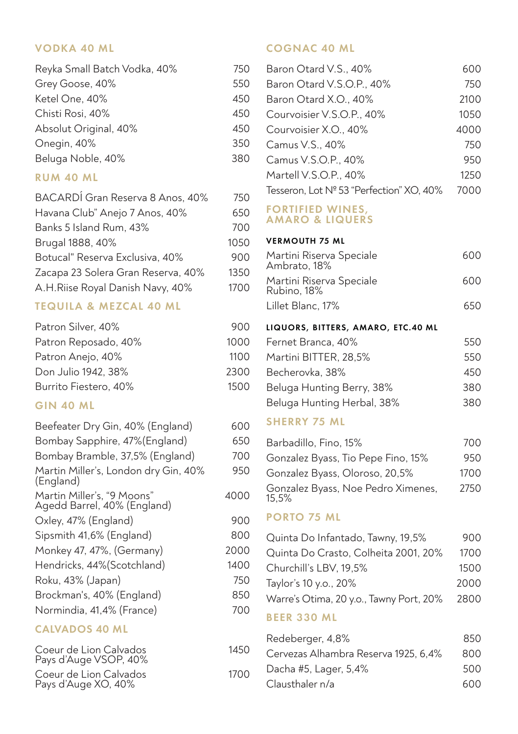## VODKA 40 ML

| | |
|---|---|
| Reyka Small Batch Vodka, 40% | 750 |
| Grey Goose, 40% | 550 |
| Ketel One, 40% | 450 |
| Chisti Rosi, 40% | 450 |
| Absolut Original, 40% | 450 |
| Onegin, 40% | 350 |
| Beluga Noble, 40% | 380 |

## RUM 40 ML

| | |
|---|---|
| BACARDÍ Gran Reserva 8 Anos, 40% | 750 |
| Havana Club" Anejo 7 Anos, 40% | 650 |
| Banks 5 Island Rum, 43% | 700 |
| Brugal 1888, 40% | 1050 |
| Botucal" Reserva Exclusiva, 40% | 900 |
| Zacapa 23 Solera Gran Reserva, 40% | 1350 |
| A.H.Riise Royal Danish Navy, 40% | 1700 |

## TEQUILA & MEZCAL 40 ML

| | |
|---|---|
| Patron Silver, 40% | 900 |
| Patron Reposado, 40% | 1000 |
| Patron Anejo, 40% | 1100 |
| Don Julio 1942, 38% | 2300 |
| Burrito Fiestero, 40% | 1500 |

## GIN 40 ML

| | |
|---|---|
| Beefeater Dry Gin, 40% (England) | 600 |
| Bombay Sapphire, 47%(England) | 650 |
| Bombay Bramble, 37,5% (England) | 700 |
| Martin Miller's, London dry Gin, 40% (England) | 950 |
| Martin Miller's, "9 Moons" Agedd Barrel, 40% (England) | 4000 |
| Oxley, 47% (England) | 900 |
| Sipsmith 41,6% (England) | 800 |
| Monkey 47, 47%, (Germany) | 2000 |
| Hendricks, 44%(Scotchland) | 1400 |
| Roku, 43% (Japan) | 750 |
| Brockman's, 40% (England) | 850 |
| Normindia, 41,4% (France) | 700 |

## CALVADOS 40 ML

| | |
|---|---|
| Coeur de Lion Calvados Pays d'Auge VSOP, 40% | 1450 |
| Coeur de Lion Calvados Pays d'Auge XO, 40% | 1700 |

## COGNAC 40 ML

| | |
|---|---|
| Baron Otard V.S., 40% | 600 |
| Baron Otard V.S.O.P., 40% | 750 |
| Baron Otard X.O., 40% | 2100 |
| Courvoisier V.S.O.P., 40% | 1050 |
| Courvoisier X.O., 40% | 4000 |
| Camus V.S., 40% | 750 |
| Camus V.S.O.P., 40% | 950 |
| Martell V.S.O.P., 40% | 1250 |
| Tesseron, Lot Nº 53 "Perfection" XO, 40% | 7000 |

## FORTIFIED WINES, AMARO & LIQUERS

### VERMOUTH 75 ML

| | |
|---|---|
| Martini Riserva Speciale Ambrato, 18% | 600 |
| Martini Riserva Speciale Rubino, 18% | 600 |
| Lillet Blanc, 17% | 650 |

### LIQUORS, BITTERS, AMARO, ETC.40 ML

| | |
|---|---|
| Fernet Branca, 40% | 550 |
| Martini BITTER, 28,5% | 550 |
| Becherovka, 38% | 450 |
| Beluga Hunting Berry, 38% | 380 |
| Beluga Hunting Herbal, 38% | 380 |

## SHERRY 75 ML

| | |
|---|---|
| Barbadillo, Fino, 15% | 700 |
| Gonzalez Byass, Tio Pepe Fino, 15% | 950 |
| Gonzalez Byass, Oloroso, 20,5% | 1700 |
| Gonzalez Byass, Noe Pedro Ximenes, 15,5% | 2750 |

## PORTO 75 ML

| | |
|---|---|
| Quinta Do Infantado, Tawny, 19,5% | 900 |
| Quinta Do Crasto, Colheita 2001, 20% | 1700 |
| Churchill's LBV, 19,5% | 1500 |
| Taylor's 10 y.o., 20% | 2000 |
| Warre's Otima, 20 y.o., Tawny Port, 20% | 2800 |

## BEER 330 ML

| | |
|---|---|
| Redeberger, 4,8% | 850 |
| Cervezas Alhambra Reserva 1925, 6,4% | 800 |
| Dacha #5, Lager, 5,4% | 500 |
| Clausthaler n/a | 600 |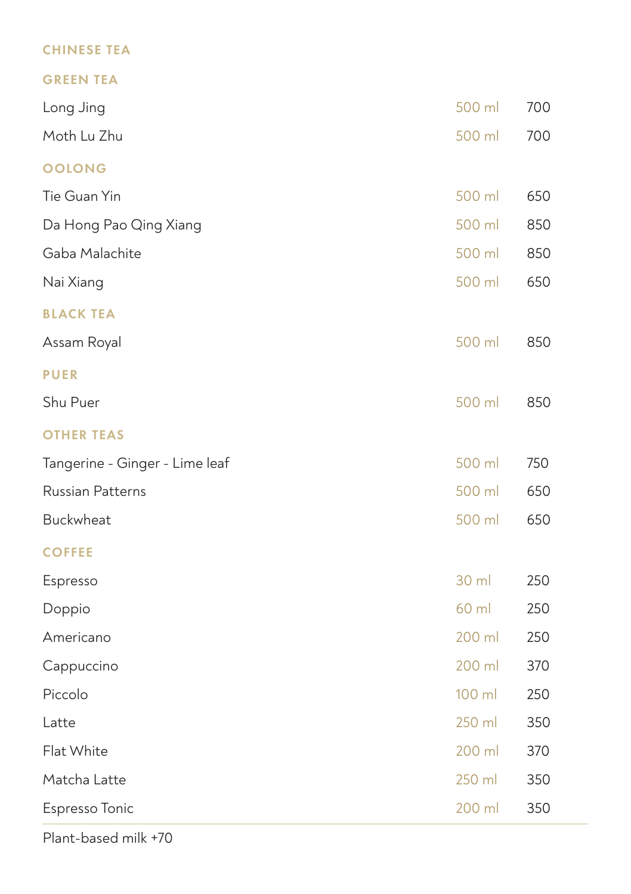## CHINESE TEA

### GREEN TEA

| | | |
|---|---|---|
| Long Jing | 500 ml | 700 |
| Moth Lu Zhu | 500 ml | 700 |

### OOLONG

| | | |
|---|---|---|
| Tie Guan Yin | 500 ml | 650 |
| Da Hong Pao Qing Xiang | 500 ml | 850 |
| Gaba Malachite | 500 ml | 850 |
| Nai Xiang | 500 ml | 650 |

### BLACK TEA

| | | |
|---|---|---|
| Assam Royal | 500 ml | 850 |

### PUER

| | | |
|---|---|---|
| Shu Puer | 500 ml | 850 |

### OTHER TEAS

| | | |
|---|---|---|
| Tangerine - Ginger - Lime leaf | 500 ml | 750 |
| Russian Patterns | 500 ml | 650 |
| Buckwheat | 500 ml | 650 |

## COFFEE

| | | |
|---|---|---|
| Espresso | 30 ml | 250 |
| Doppio | 60 ml | 250 |
| Americano | 200 ml | 250 |
| Cappuccino | 200 ml | 370 |
| Piccolo | 100 ml | 250 |
| Latte | 250 ml | 350 |
| Flat White | 200 ml | 370 |
| Matcha Latte | 250 ml | 350 |
| Espresso Tonic | 200 ml | 350 |

Plant-based milk +70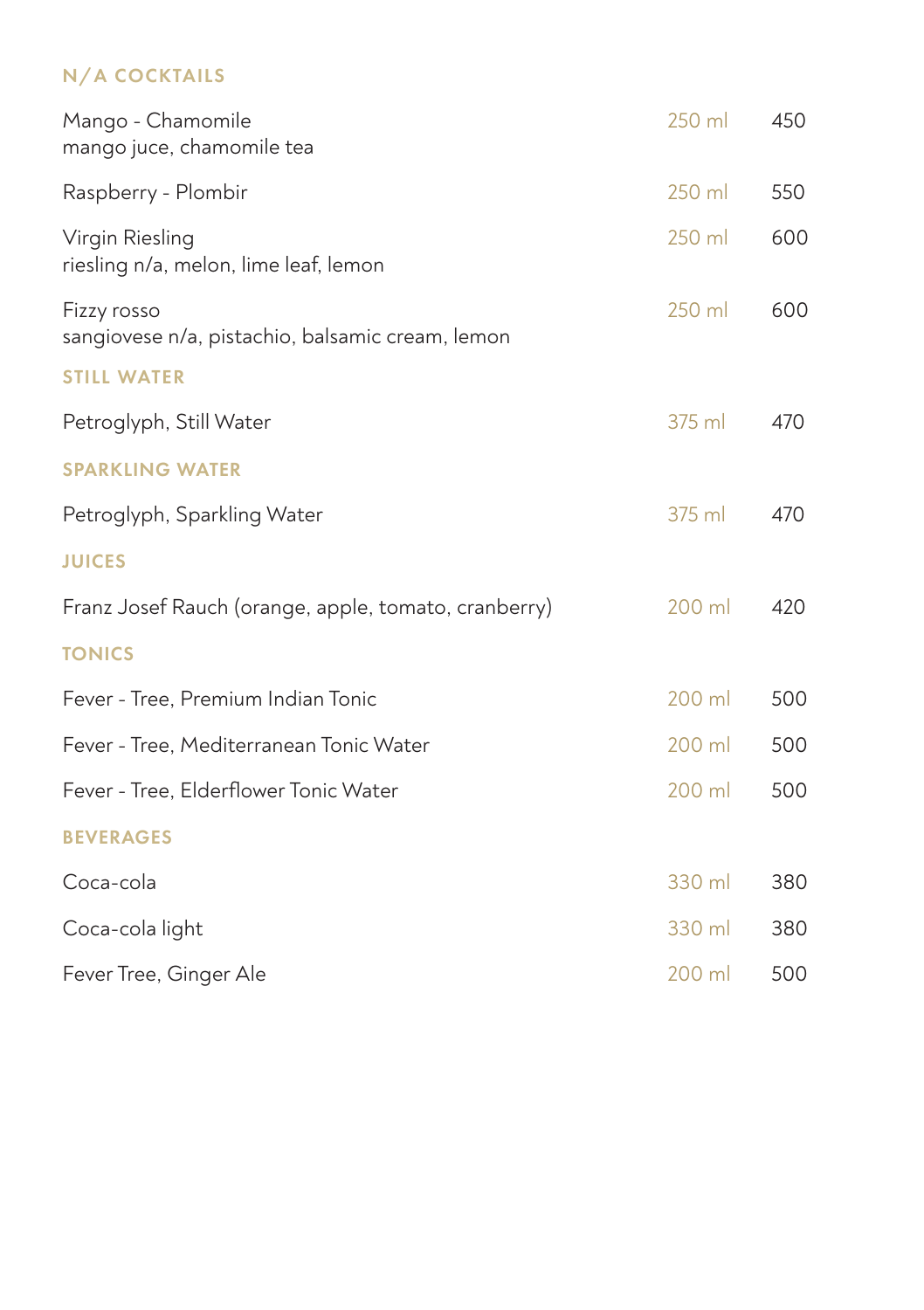## N/A COCKTAILS

| | | |
|---|---|---|
| Mango - Chamomile<br>mango juce, chamomile tea | 250 ml | 450 |
| Raspberry - Plombir | 250 ml | 550 |
| Virgin Riesling<br>riesling n/a, melon, lime leaf, lemon | 250 ml | 600 |
| Fizzy rosso<br>sangiovese n/a, pistachio, balsamic cream, lemon | 250 ml | 600 |

## STILL WATER

| | | |
|---|---|---|
| Petroglyph, Still Water | 375 ml | 470 |

## SPARKLING WATER

| | | |
|---|---|---|
| Petroglyph, Sparkling Water | 375 ml | 470 |

## JUICES

| | | |
|---|---|---|
| Franz Josef Rauch (orange, apple, tomato, cranberry) | 200 ml | 420 |

## TONICS

| | | |
|---|---|---|
| Fever - Tree, Premium Indian Tonic | 200 ml | 500 |
| Fever - Tree, Mediterranean Tonic Water | 200 ml | 500 |
| Fever - Tree, Elderflower Tonic Water | 200 ml | 500 |

## BEVERAGES

| | | |
|---|---|---|
| Coca-cola | 330 ml | 380 |
| Coca-cola light | 330 ml | 380 |
| Fever Tree, Ginger Ale | 200 ml | 500 |